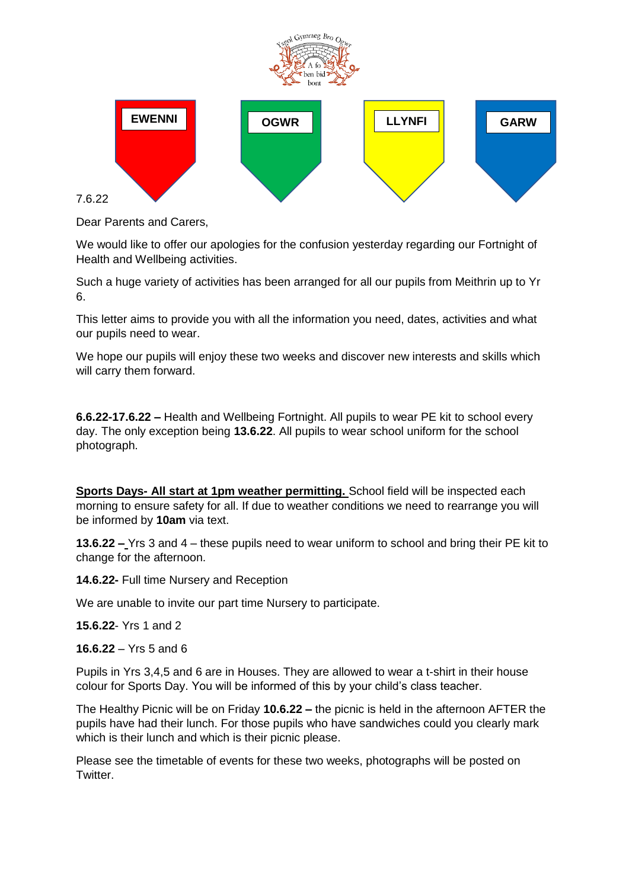Ysgol Gymraeg Bro Ogwr

A fo ben bid bont

EWENNI | OGWR | LLYNFI | GARW

7.6.22

Dear Parents and Carers,

We would like to offer our apologies for the confusion yesterday regarding our Fortnight of Health and Wellbeing activities.

Such a huge variety of activities has been arranged for all our pupils from Meithrin up to Yr 6.

This letter aims to provide you with all the information you need, dates, activities and what our pupils need to wear.

We hope our pupils will enjoy these two weeks and discover new interests and skills which will carry them forward.

**6.6.22-17.6.22 –** Health and Wellbeing Fortnight. All pupils to wear PE kit to school every day. The only exception being **13.6.22**. All pupils to wear school uniform for the school photograph.

**Sports Days- All start at 1pm weather permitting.** School field will be inspected each morning to ensure safety for all. If due to weather conditions we need to rearrange you will be informed by **10am** via text.

**13.6.22 –** Yrs 3 and 4 – these pupils need to wear uniform to school and bring their PE kit to change for the afternoon.

**14.6.22-** Full time Nursery and Reception

We are unable to invite our part time Nursery to participate.

**15.6.22**- Yrs 1 and 2

**16.6.22** – Yrs 5 and 6

Pupils in Yrs 3,4,5 and 6 are in Houses. They are allowed to wear a t-shirt in their house colour for Sports Day. You will be informed of this by your child's class teacher.

The Healthy Picnic will be on Friday **10.6.22 –** the picnic is held in the afternoon AFTER the pupils have had their lunch. For those pupils who have sandwiches could you clearly mark which is their lunch and which is their picnic please.

Please see the timetable of events for these two weeks, photographs will be posted on Twitter.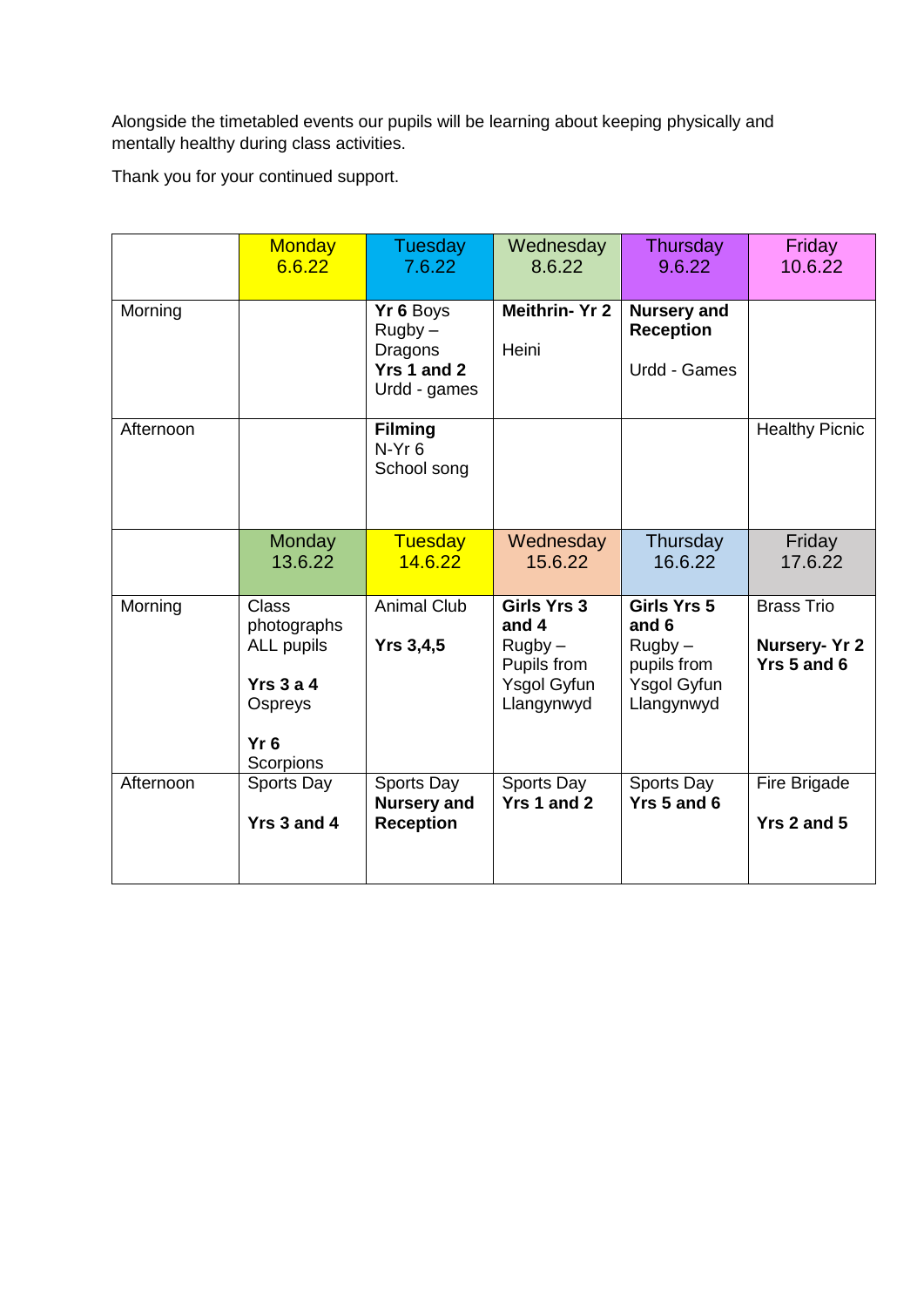Alongside the timetabled events our pupils will be learning about keeping physically and mentally healthy during class activities.

Thank you for your continued support.

| | Monday 6.6.22 | Tuesday 7.6.22 | Wednesday 8.6.22 | Thursday 9.6.22 | Friday 10.6.22 |
|---|---|---|---|---|---|
| Morning | | **Yr 6** Boys Rugby – Dragons **Yrs 1 and 2** Urdd - games | **Meithrin- Yr 2** Heini | **Nursery and Reception** Urdd - Games | |
| Afternoon | | **Filming** N-Yr 6 School song | | | Healthy Picnic |
| | Monday 13.6.22 | Tuesday 14.6.22 | Wednesday 15.6.22 | Thursday 16.6.22 | Friday 17.6.22 |
| Morning | Class photographs ALL pupils **Yrs 3 a 4** Ospreys **Yr 6** Scorpions | Animal Club **Yrs 3,4,5** | **Girls Yrs 3 and 4** Rugby – Pupils from Ysgol Gyfun Llangynwyd | **Girls Yrs 5 and 6** Rugby – pupils from Ysgol Gyfun Llangynwyd | Brass Trio **Nursery- Yr 2 Yrs 5 and 6** |
| Afternoon | Sports Day **Yrs 3 and 4** | Sports Day **Nursery and Reception** | Sports Day **Yrs 1 and 2** | Sports Day **Yrs 5 and 6** | Fire Brigade **Yrs 2 and 5** |